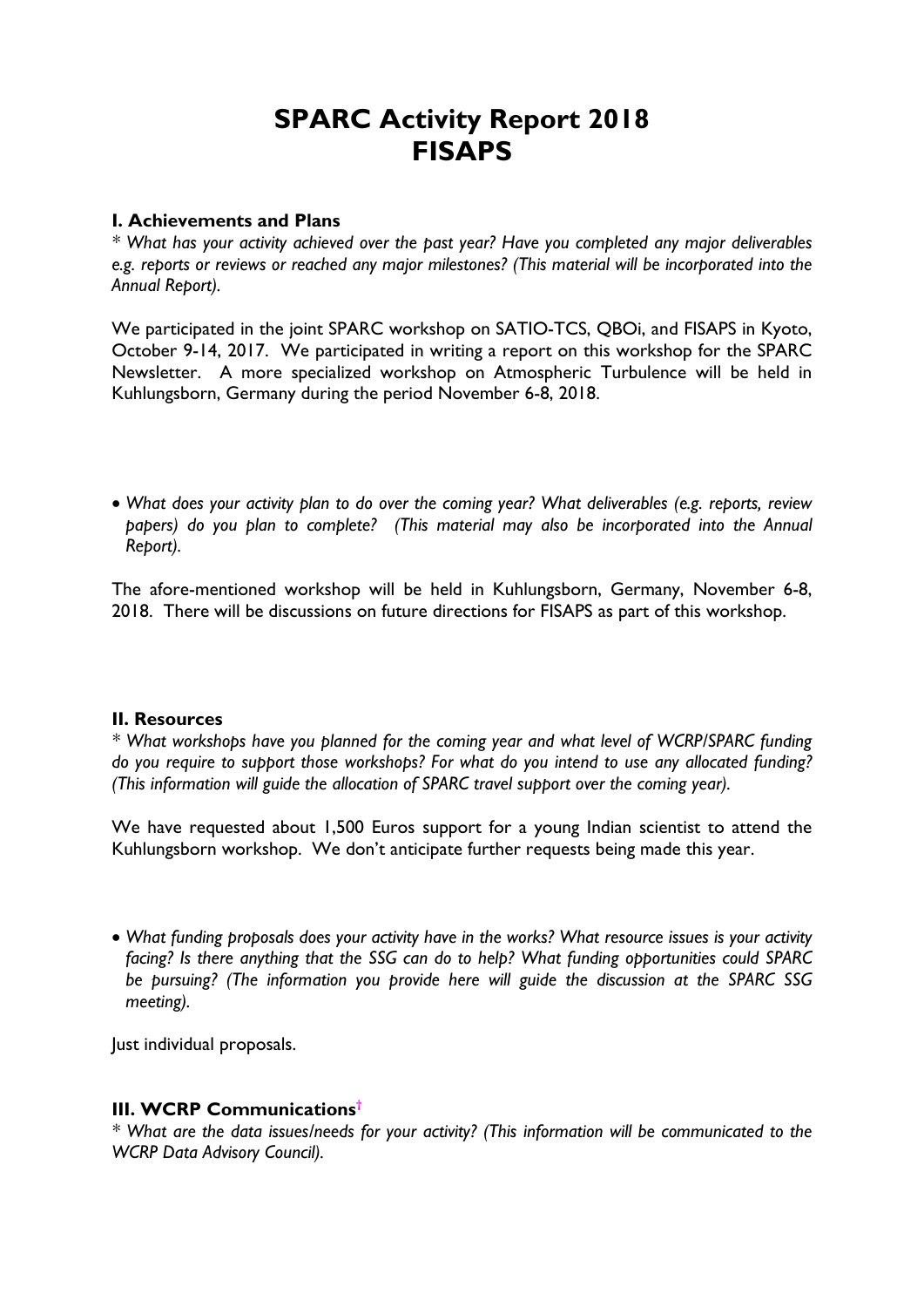# SPARC Activity Report 2018
# FISAPS

### I. Achievements and Plans

* *What has your activity achieved over the past year? Have you completed any major deliverables e.g. reports or reviews or reached any major milestones? (This material will be incorporated into the Annual Report).*

We participated in the joint SPARC workshop on SATIO-TCS, QBOi, and FISAPS in Kyoto, October 9-14, 2017. We participated in writing a report on this workshop for the SPARC Newsletter. A more specialized workshop on Atmospheric Turbulence will be held in Kuhlungsborn, Germany during the period November 6-8, 2018.

- *What does your activity plan to do over the coming year? What deliverables (e.g. reports, review papers) do you plan to complete? (This material may also be incorporated into the Annual Report).*

The afore-mentioned workshop will be held in Kuhlungsborn, Germany, November 6-8, 2018. There will be discussions on future directions for FISAPS as part of this workshop.

### II. Resources

* *What workshops have you planned for the coming year and what level of WCRP/SPARC funding do you require to support those workshops? For what do you intend to use any allocated funding? (This information will guide the allocation of SPARC travel support over the coming year).*

We have requested about 1,500 Euros support for a young Indian scientist to attend the Kuhlungsborn workshop. We don't anticipate further requests being made this year.

- *What funding proposals does your activity have in the works? What resource issues is your activity facing? Is there anything that the SSG can do to help? What funding opportunities could SPARC be pursuing? (The information you provide here will guide the discussion at the SPARC SSG meeting).*

Just individual proposals.

### III. WCRP Communications†

* *What are the data issues/needs for your activity? (This information will be communicated to the WCRP Data Advisory Council).*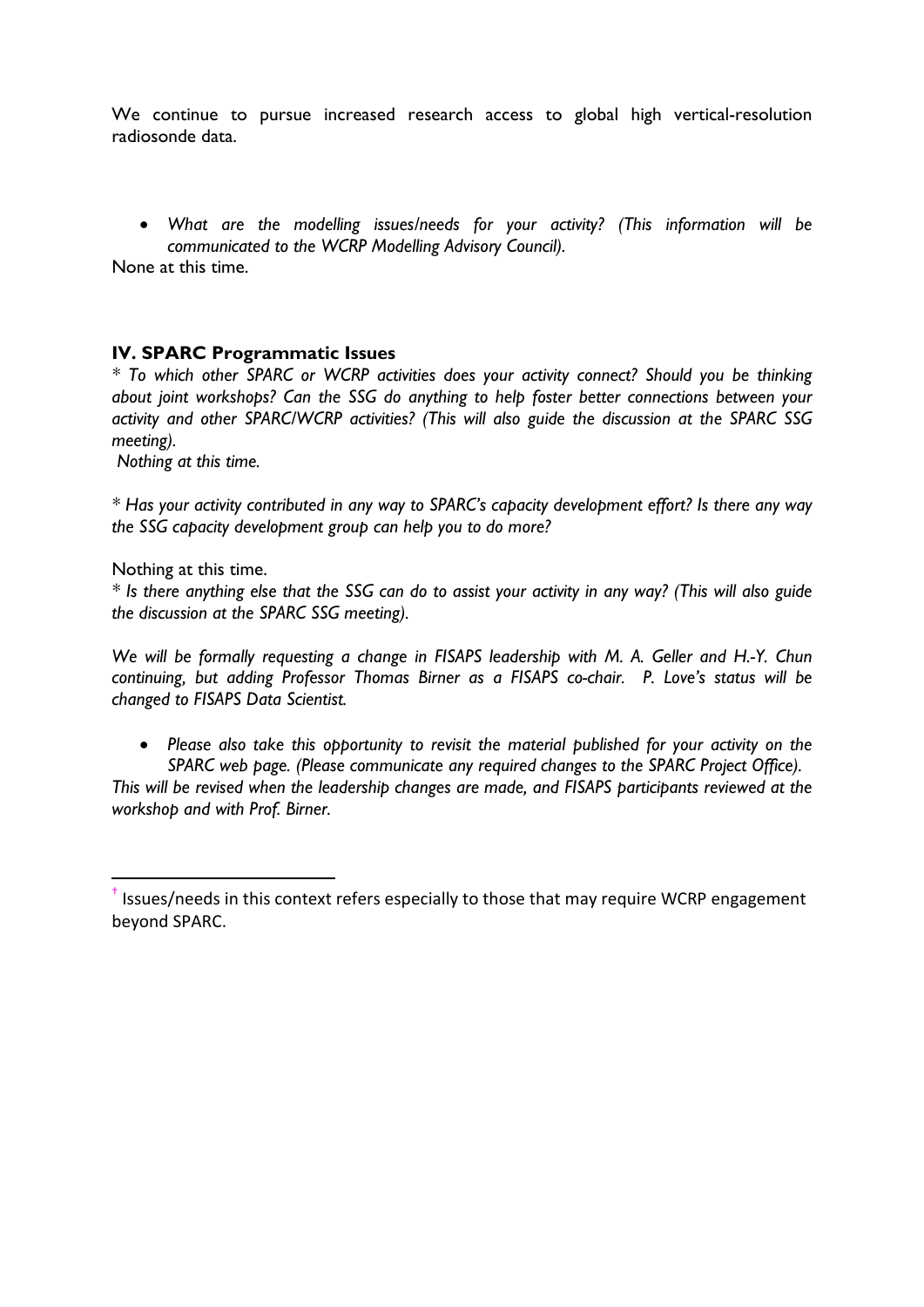We continue to pursue increased research access to global high vertical-resolution radiosonde data.

- *What are the modelling issues/needs for your activity? (This information will be communicated to the WCRP Modelling Advisory Council).*

None at this time.

## IV. SPARC Programmatic Issues

\* *To which other SPARC or WCRP activities does your activity connect? Should you be thinking about joint workshops? Can the SSG do anything to help foster better connections between your activity and other SPARC/WCRP activities? (This will also guide the discussion at the SPARC SSG meeting).*

*Nothing at this time.*

\* *Has your activity contributed in any way to SPARC's capacity development effort? Is there any way the SSG capacity development group can help you to do more?*

Nothing at this time.

\* *Is there anything else that the SSG can do to assist your activity in any way? (This will also guide the discussion at the SPARC SSG meeting).*

*We will be formally requesting a change in FISAPS leadership with M. A. Geller and H.-Y. Chun continuing, but adding Professor Thomas Birner as a FISAPS co-chair. P. Love's status will be changed to FISAPS Data Scientist.*

- *Please also take this opportunity to revisit the material published for your activity on the SPARC web page. (Please communicate any required changes to the SPARC Project Office).*

*This will be revised when the leadership changes are made, and FISAPS participants reviewed at the workshop and with Prof. Birner.*

---

[†] Issues/needs in this context refers especially to those that may require WCRP engagement beyond SPARC.